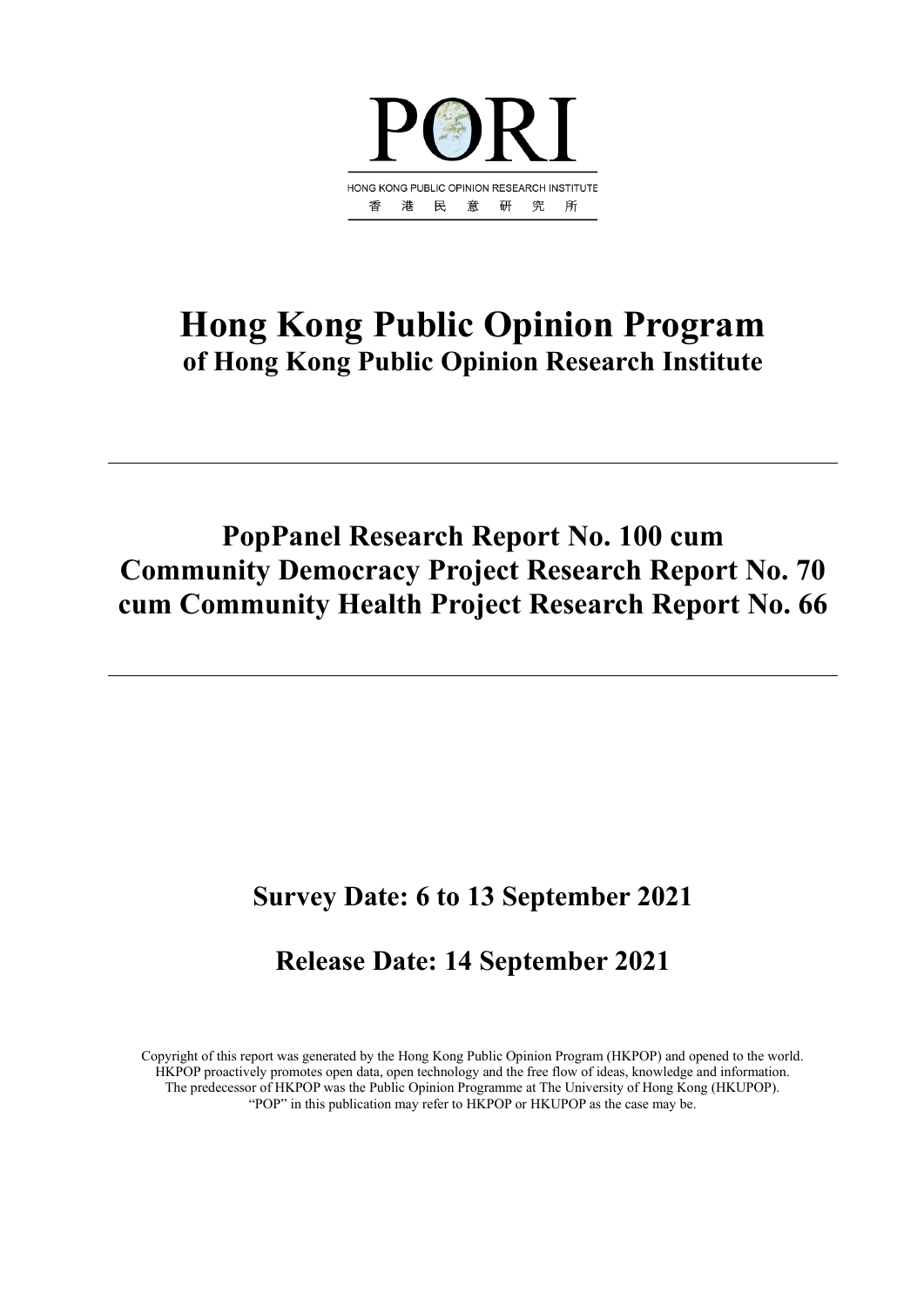PORI

HONG KONG PUBLIC OPINION RESEARCH INSTITUTE

香 港 民 意 研 究 所

# Hong Kong Public Opinion Program

## of Hong Kong Public Opinion Research Institute

---

## PopPanel Research Report No. 100 cum Community Democracy Project Research Report No. 70 cum Community Health Project Research Report No. 66

---

## Survey Date: 6 to 13 September 2021

## Release Date: 14 September 2021

Copyright of this report was generated by the Hong Kong Public Opinion Program (HKPOP) and opened to the world. HKPOP proactively promotes open data, open technology and the free flow of ideas, knowledge and information. The predecessor of HKPOP was the Public Opinion Programme at The University of Hong Kong (HKUPOP). "POP" in this publication may refer to HKPOP or HKUPOP as the case may be.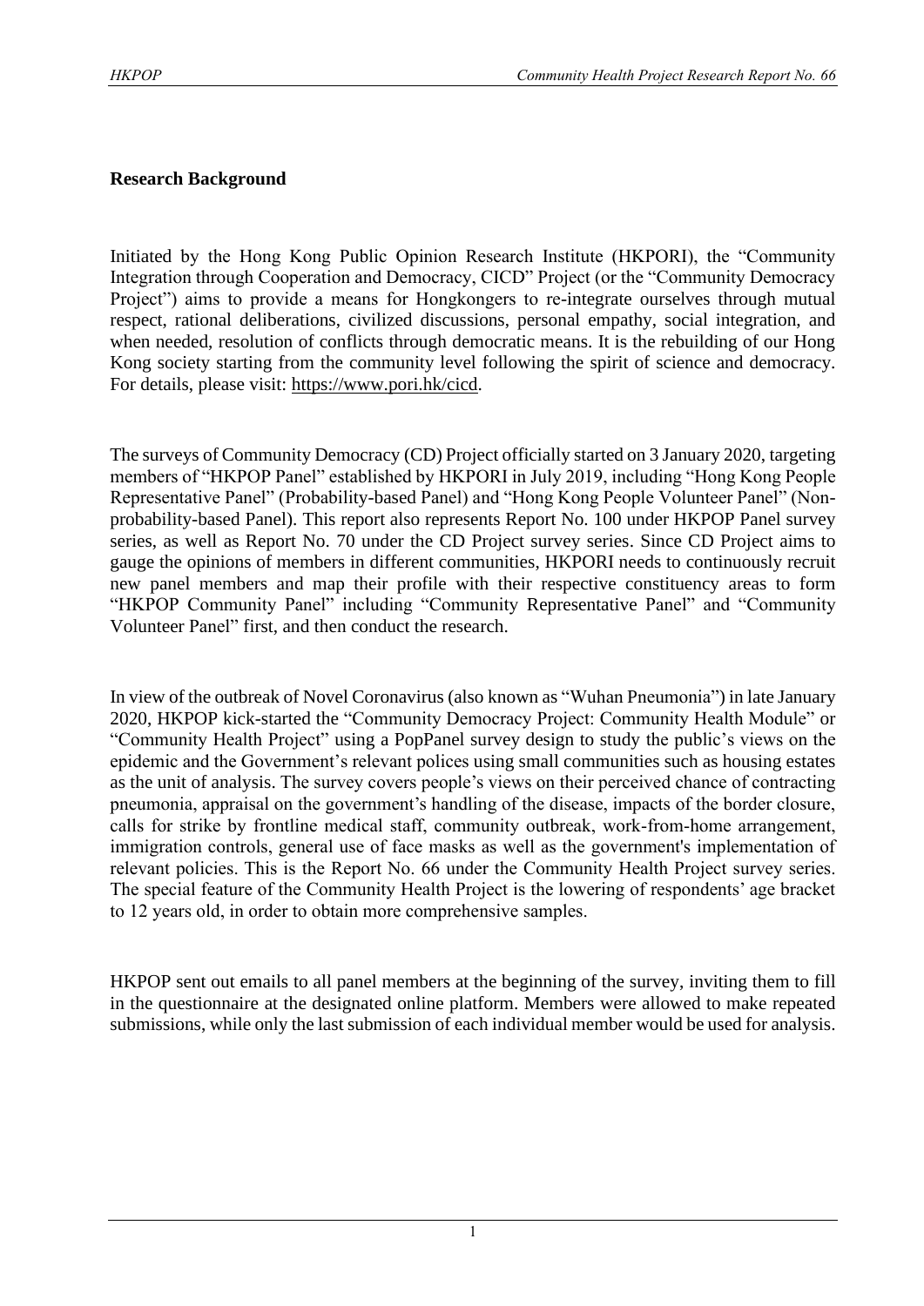**Research Background**

Initiated by the Hong Kong Public Opinion Research Institute (HKPORI), the "Community Integration through Cooperation and Democracy, CICD" Project (or the "Community Democracy Project") aims to provide a means for Hongkongers to re-integrate ourselves through mutual respect, rational deliberations, civilized discussions, personal empathy, social integration, and when needed, resolution of conflicts through democratic means. It is the rebuilding of our Hong Kong society starting from the community level following the spirit of science and democracy. For details, please visit: https://www.pori.hk/cicd.

The surveys of Community Democracy (CD) Project officially started on 3 January 2020, targeting members of "HKPOP Panel" established by HKPORI in July 2019, including "Hong Kong People Representative Panel" (Probability-based Panel) and "Hong Kong People Volunteer Panel" (Non-probability-based Panel). This report also represents Report No. 100 under HKPOP Panel survey series, as well as Report No. 70 under the CD Project survey series. Since CD Project aims to gauge the opinions of members in different communities, HKPORI needs to continuously recruit new panel members and map their profile with their respective constituency areas to form "HKPOP Community Panel" including "Community Representative Panel" and "Community Volunteer Panel" first, and then conduct the research.

In view of the outbreak of Novel Coronavirus (also known as "Wuhan Pneumonia") in late January 2020, HKPOP kick-started the "Community Democracy Project: Community Health Module" or "Community Health Project" using a PopPanel survey design to study the public's views on the epidemic and the Government's relevant polices using small communities such as housing estates as the unit of analysis. The survey covers people's views on their perceived chance of contracting pneumonia, appraisal on the government's handling of the disease, impacts of the border closure, calls for strike by frontline medical staff, community outbreak, work-from-home arrangement, immigration controls, general use of face masks as well as the government's implementation of relevant policies. This is the Report No. 66 under the Community Health Project survey series. The special feature of the Community Health Project is the lowering of respondents' age bracket to 12 years old, in order to obtain more comprehensive samples.

HKPOP sent out emails to all panel members at the beginning of the survey, inviting them to fill in the questionnaire at the designated online platform. Members were allowed to make repeated submissions, while only the last submission of each individual member would be used for analysis.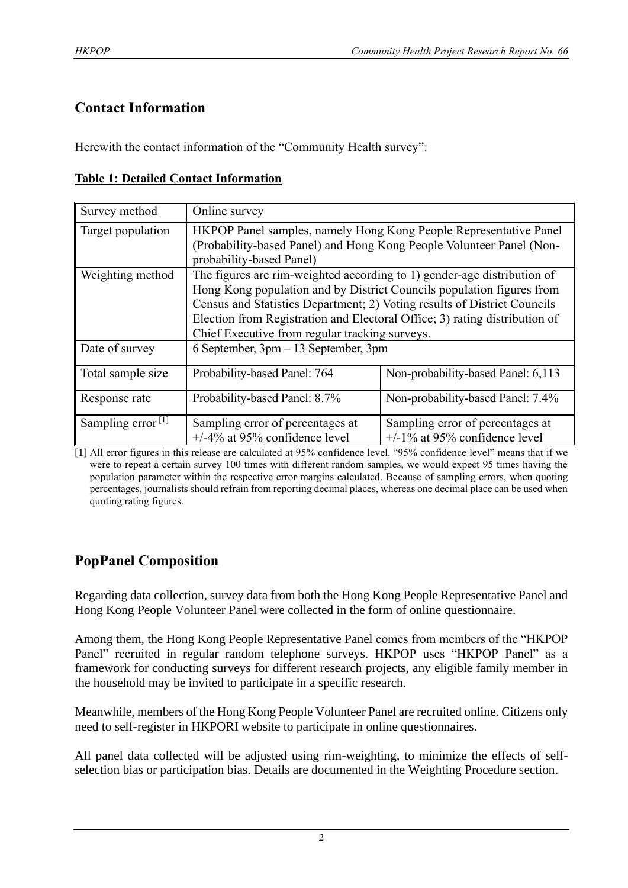## Contact Information

Herewith the contact information of the "Community Health survey":

**Table 1: Detailed Contact Information**

| | | |
|---|---|---|
| Survey method | Online survey | |
| Target population | HKPOP Panel samples, namely Hong Kong People Representative Panel (Probability-based Panel) and Hong Kong People Volunteer Panel (Non-probability-based Panel) | |
| Weighting method | The figures are rim-weighted according to 1) gender-age distribution of Hong Kong population and by District Councils population figures from Census and Statistics Department; 2) Voting results of District Councils Election from Registration and Electoral Office; 3) rating distribution of Chief Executive from regular tracking surveys. | |
| Date of survey | 6 September, 3pm – 13 September, 3pm | |
| Total sample size | Probability-based Panel: 764 | Non-probability-based Panel: 6,113 |
| Response rate | Probability-based Panel: 8.7% | Non-probability-based Panel: 7.4% |
| Sampling error [1] | Sampling error of percentages at +/-4% at 95% confidence level | Sampling error of percentages at +/-1% at 95% confidence level |

[1] All error figures in this release are calculated at 95% confidence level. "95% confidence level" means that if we were to repeat a certain survey 100 times with different random samples, we would expect 95 times having the population parameter within the respective error margins calculated. Because of sampling errors, when quoting percentages, journalists should refrain from reporting decimal places, whereas one decimal place can be used when quoting rating figures.

## PopPanel Composition

Regarding data collection, survey data from both the Hong Kong People Representative Panel and Hong Kong People Volunteer Panel were collected in the form of online questionnaire.

Among them, the Hong Kong People Representative Panel comes from members of the "HKPOP Panel" recruited in regular random telephone surveys. HKPOP uses "HKPOP Panel" as a framework for conducting surveys for different research projects, any eligible family member in the household may be invited to participate in a specific research.

Meanwhile, members of the Hong Kong People Volunteer Panel are recruited online. Citizens only need to self-register in HKPORI website to participate in online questionnaires.

All panel data collected will be adjusted using rim-weighting, to minimize the effects of self-selection bias or participation bias. Details are documented in the Weighting Procedure section.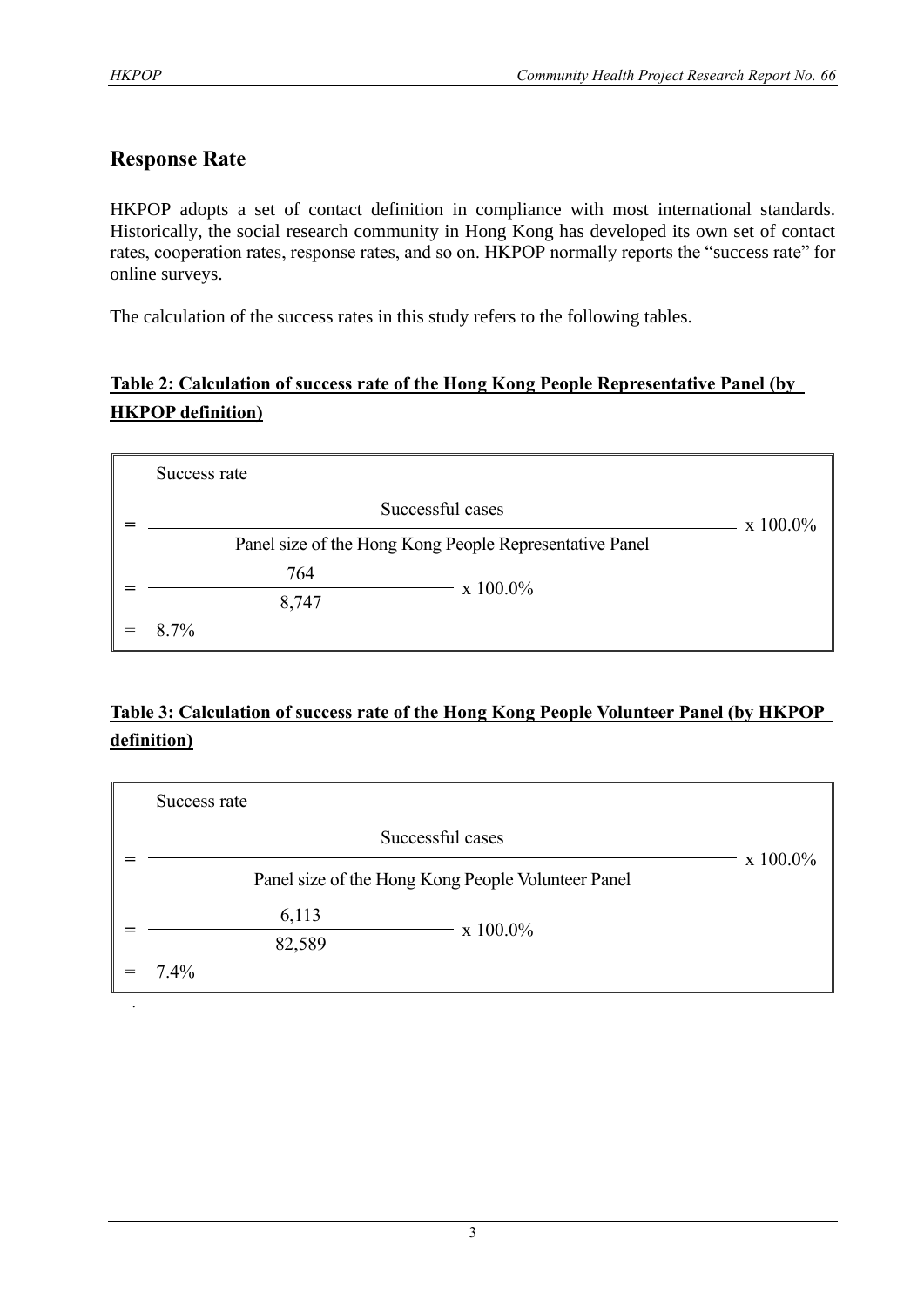## Response Rate

HKPOP adopts a set of contact definition in compliance with most international standards. Historically, the social research community in Hong Kong has developed its own set of contact rates, cooperation rates, response rates, and so on. HKPOP normally reports the "success rate" for online surveys.

The calculation of the success rates in this study refers to the following tables.

**Table 2: Calculation of success rate of the Hong Kong People Representative Panel (by HKPOP definition)**

Success rate

$$= \frac{\text{Successful cases}}{\text{Panel size of the Hong Kong People Representative Panel}} \times 100.0\%$$

$$= \frac{764}{8{,}747} \times 100.0\%$$

$$= 8.7\%$$

**Table 3: Calculation of success rate of the Hong Kong People Volunteer Panel (by HKPOP definition)**

Success rate

$$= \frac{\text{Successful cases}}{\text{Panel size of the Hong Kong People Volunteer Panel}} \times 100.0\%$$

$$= \frac{6{,}113}{82{,}589} \times 100.0\%$$

$$= 7.4\%$$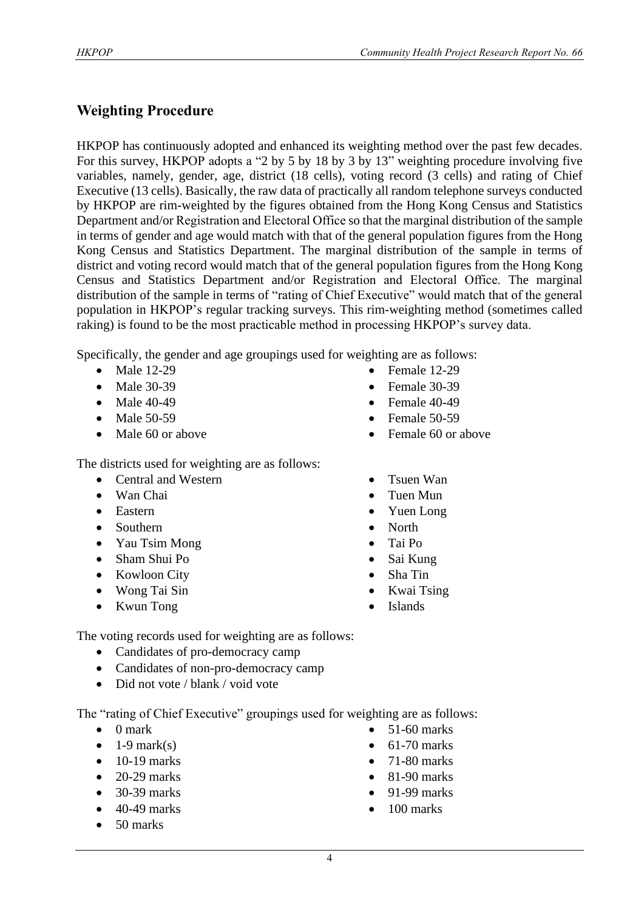## Weighting Procedure

HKPOP has continuously adopted and enhanced its weighting method over the past few decades. For this survey, HKPOP adopts a "2 by 5 by 18 by 3 by 13" weighting procedure involving five variables, namely, gender, age, district (18 cells), voting record (3 cells) and rating of Chief Executive (13 cells). Basically, the raw data of practically all random telephone surveys conducted by HKPOP are rim-weighted by the figures obtained from the Hong Kong Census and Statistics Department and/or Registration and Electoral Office so that the marginal distribution of the sample in terms of gender and age would match with that of the general population figures from the Hong Kong Census and Statistics Department. The marginal distribution of the sample in terms of district and voting record would match that of the general population figures from the Hong Kong Census and Statistics Department and/or Registration and Electoral Office. The marginal distribution of the sample in terms of "rating of Chief Executive" would match that of the general population in HKPOP's regular tracking surveys. This rim-weighting method (sometimes called raking) is found to be the most practicable method in processing HKPOP's survey data.

Specifically, the gender and age groupings used for weighting are as follows:

- Male 12-29
- Male 30-39
- Male 40-49
- Male 50-59
- Male 60 or above
- Female 12-29
- Female 30-39
- Female 40-49
- Female 50-59
- Female 60 or above

The districts used for weighting are as follows:

- Central and Western
- Wan Chai
- Eastern
- Southern
- Yau Tsim Mong
- Sham Shui Po
- Kowloon City
- Wong Tai Sin
- Kwun Tong
- Tsuen Wan
- Tuen Mun
- Yuen Long
- North
- Tai Po
- Sai Kung
- Sha Tin
- Kwai Tsing
- Islands

The voting records used for weighting are as follows:

- Candidates of pro-democracy camp
- Candidates of non-pro-democracy camp
- Did not vote / blank / void vote

The "rating of Chief Executive" groupings used for weighting are as follows:

- 0 mark
- 1-9 mark(s)
- 10-19 marks
- 20-29 marks
- 30-39 marks
- 40-49 marks
- 50 marks
- 51-60 marks
- 61-70 marks
- 71-80 marks
- 81-90 marks
- 91-99 marks
- 100 marks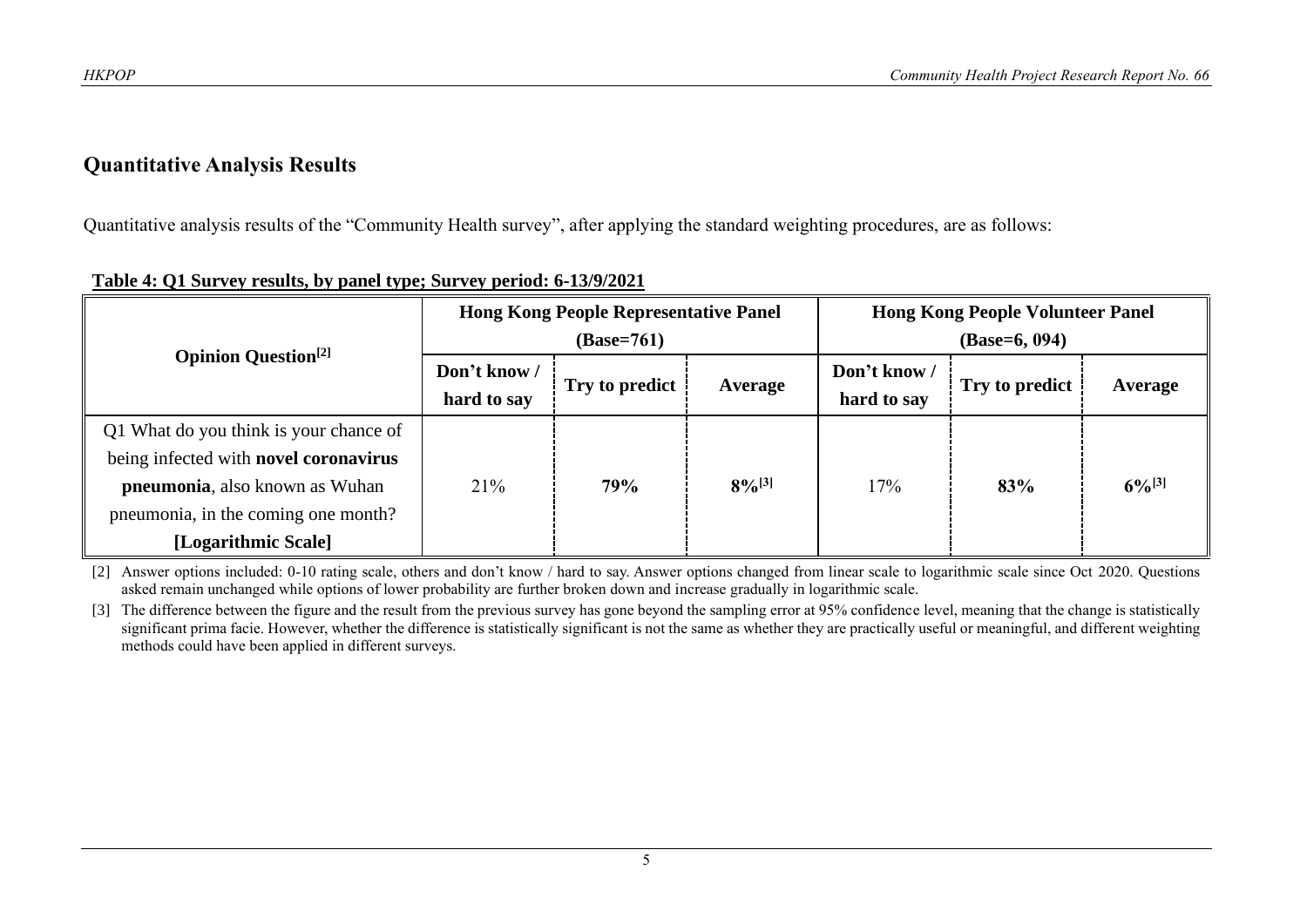## Quantitative Analysis Results

Quantitative analysis results of the "Community Health survey", after applying the standard weighting procedures, are as follows:

**Table 4: Q1 Survey results, by panel type; Survey period: 6-13/9/2021**

| Opinion Question[2] | Hong Kong People Representative Panel (Base=761) | | | Hong Kong People Volunteer Panel (Base=6, 094) | | |
|---|---|---|---|---|---|---|
| | Don't know / hard to say | Try to predict | Average | Don't know / hard to say | Try to predict | Average |
| Q1 What do you think is your chance of being infected with **novel coronavirus pneumonia**, also known as Wuhan pneumonia, in the coming one month? **[Logarithmic Scale]** | 21% | **79%** | **8%[3]** | 17% | **83%** | **6%[3]** |

[2] Answer options included: 0-10 rating scale, others and don't know / hard to say. Answer options changed from linear scale to logarithmic scale since Oct 2020. Questions asked remain unchanged while options of lower probability are further broken down and increase gradually in logarithmic scale.

[3] The difference between the figure and the result from the previous survey has gone beyond the sampling error at 95% confidence level, meaning that the change is statistically significant prima facie. However, whether the difference is statistically significant is not the same as whether they are practically useful or meaningful, and different weighting methods could have been applied in different surveys.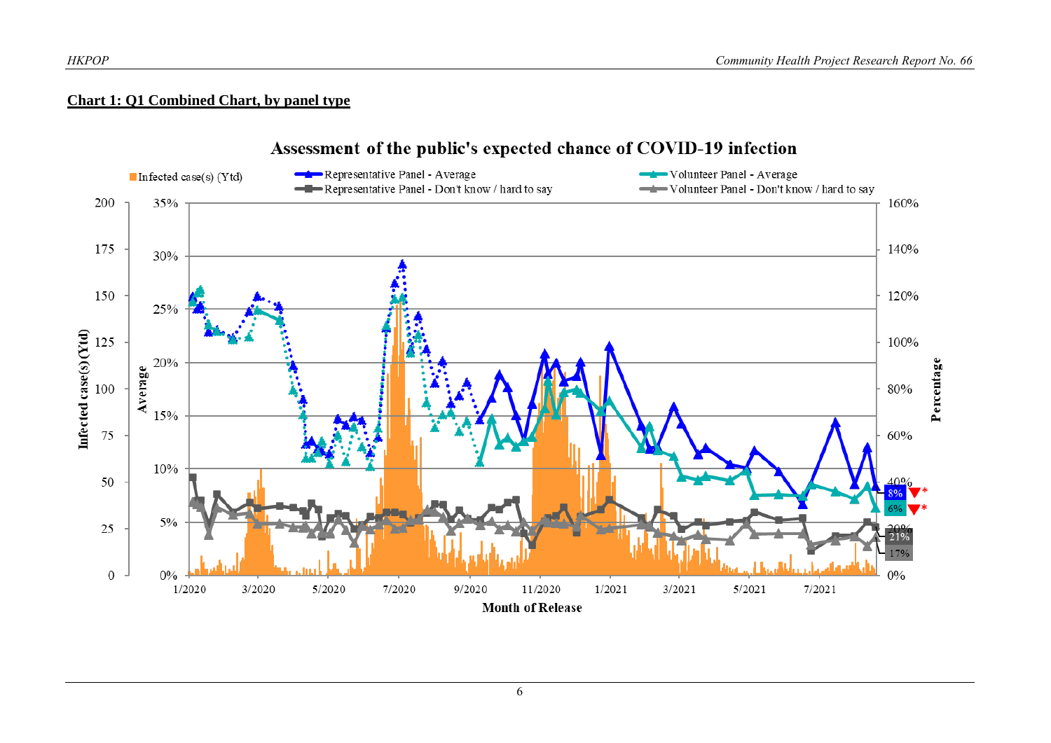**Chart 1: Q1 Combined Chart, by panel type**

Assessment of the public's expected chance of COVID-19 infection

Infected case(s) (Ytd)
Representative Panel - Average
Representative Panel - Don't know / hard to say
Volunteer Panel - Average
Volunteer Panel - Don't know / hard to say

Infected case(s) (Ytd): 0, 25, 50, 75, 100, 125, 150, 175, 200

Average: 0%, 5%, 10%, 15%, 20%, 25%, 30%, 35%

Percentage: 0%, 20%, 40%, 60%, 80%, 100%, 120%, 140%, 160%

Month of Release: 1/2020, 3/2020, 5/2020, 7/2020, 9/2020, 11/2020, 1/2021, 3/2021, 5/2021, 7/2021

8% ▼*
6% ▼*
21%
17%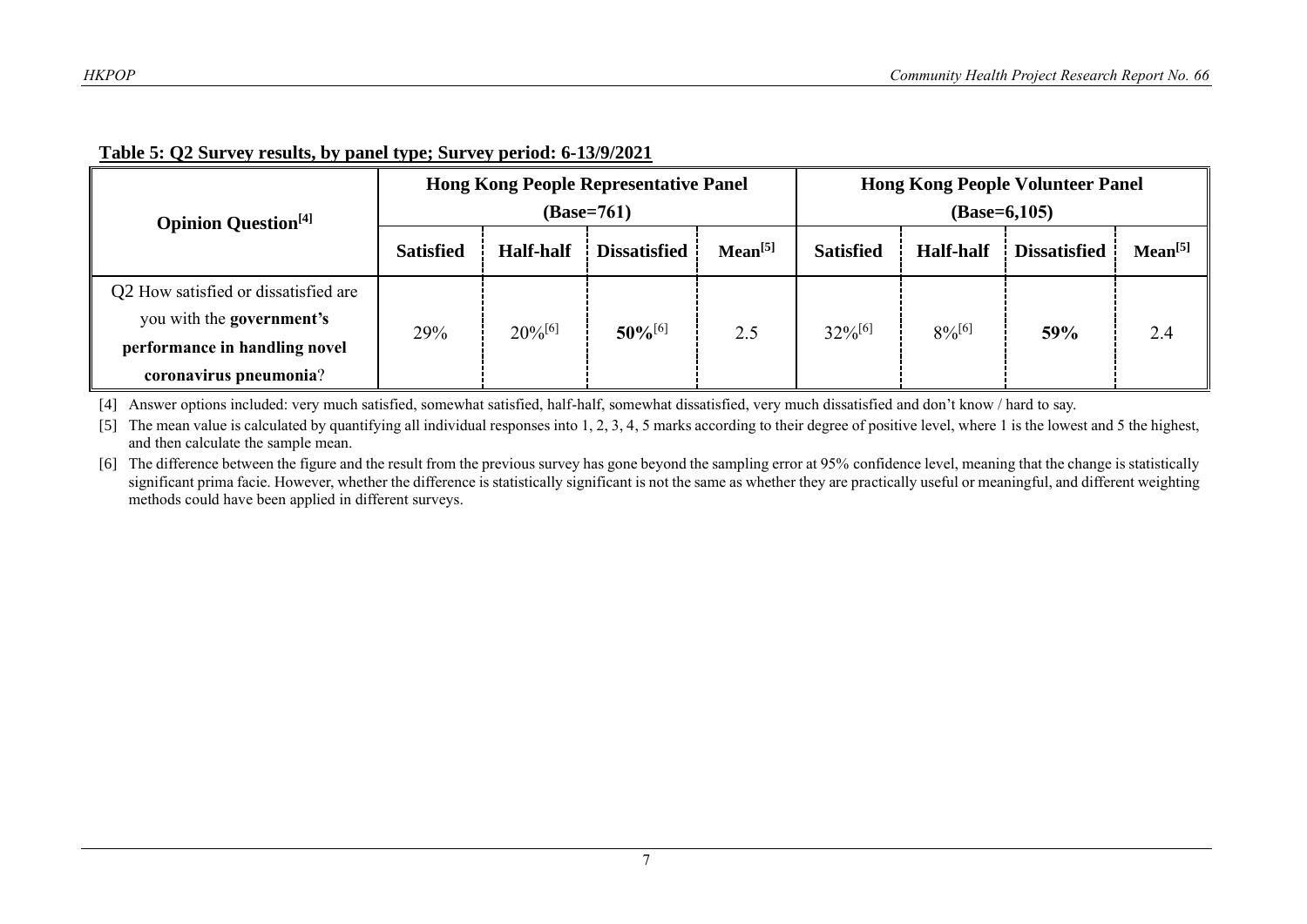**Table 5: Q2 Survey results, by panel type; Survey period: 6-13/9/2021**

| Opinion Question[4] | Hong Kong People Representative Panel (Base=761) | | | | Hong Kong People Volunteer Panel (Base=6,105) | | | |
|---|---|---|---|---|---|---|---|---|
| | **Satisfied** | **Half-half** | **Dissatisfied** | **Mean[5]** | **Satisfied** | **Half-half** | **Dissatisfied** | **Mean[5]** |
| Q2 How satisfied or dissatisfied are you with the **government's performance in handling novel coronavirus pneumonia**? | 29% | 20%[6] | **50%**[6] | 2.5 | 32%[6] | 8%[6] | **59%** | 2.4 |

[4] Answer options included: very much satisfied, somewhat satisfied, half-half, somewhat dissatisfied, very much dissatisfied and don't know / hard to say.

[5] The mean value is calculated by quantifying all individual responses into 1, 2, 3, 4, 5 marks according to their degree of positive level, where 1 is the lowest and 5 the highest, and then calculate the sample mean.

[6] The difference between the figure and the result from the previous survey has gone beyond the sampling error at 95% confidence level, meaning that the change is statistically significant prima facie. However, whether the difference is statistically significant is not the same as whether they are practically useful or meaningful, and different weighting methods could have been applied in different surveys.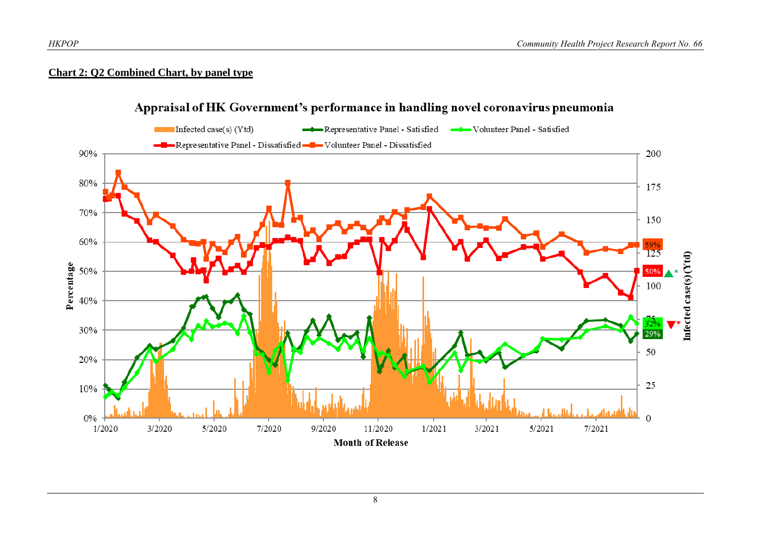**Chart 2: Q2 Combined Chart, by panel type**

Appraisal of HK Government's performance in handling novel coronavirus pneumonia

Infected case(s) (Ytd) | Representative Panel - Satisfied | Volunteer Panel - Satisfied | Representative Panel - Dissatisfied | Volunteer Panel - Dissatisfied

Percentage: 0%, 10%, 20%, 30%, 40%, 50%, 60%, 70%, 80%, 90%

Infected case(s) (Ytd): 0, 25, 50, 75, 100, 125, 150, 175, 200

Month of Release: 1/2020, 3/2020, 5/2020, 7/2020, 9/2020, 11/2020, 1/2021, 3/2021, 5/2021, 7/2021

59% | 50% ▲* | 32% | 29% ▼*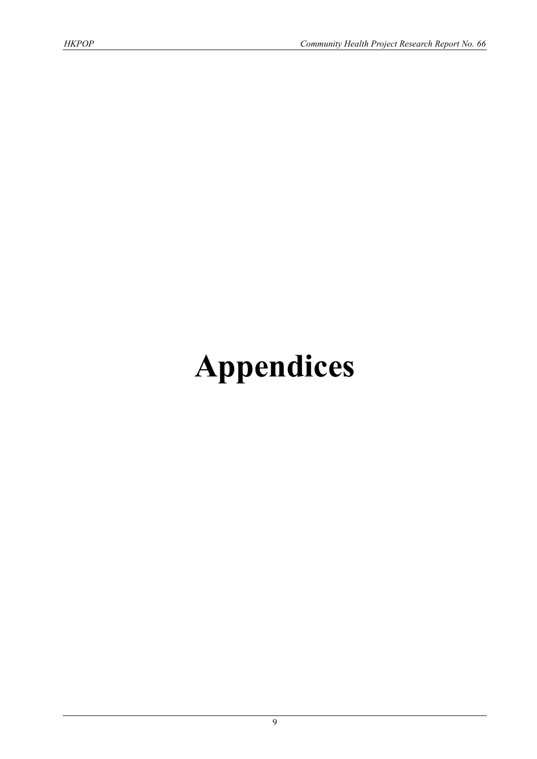# Appendices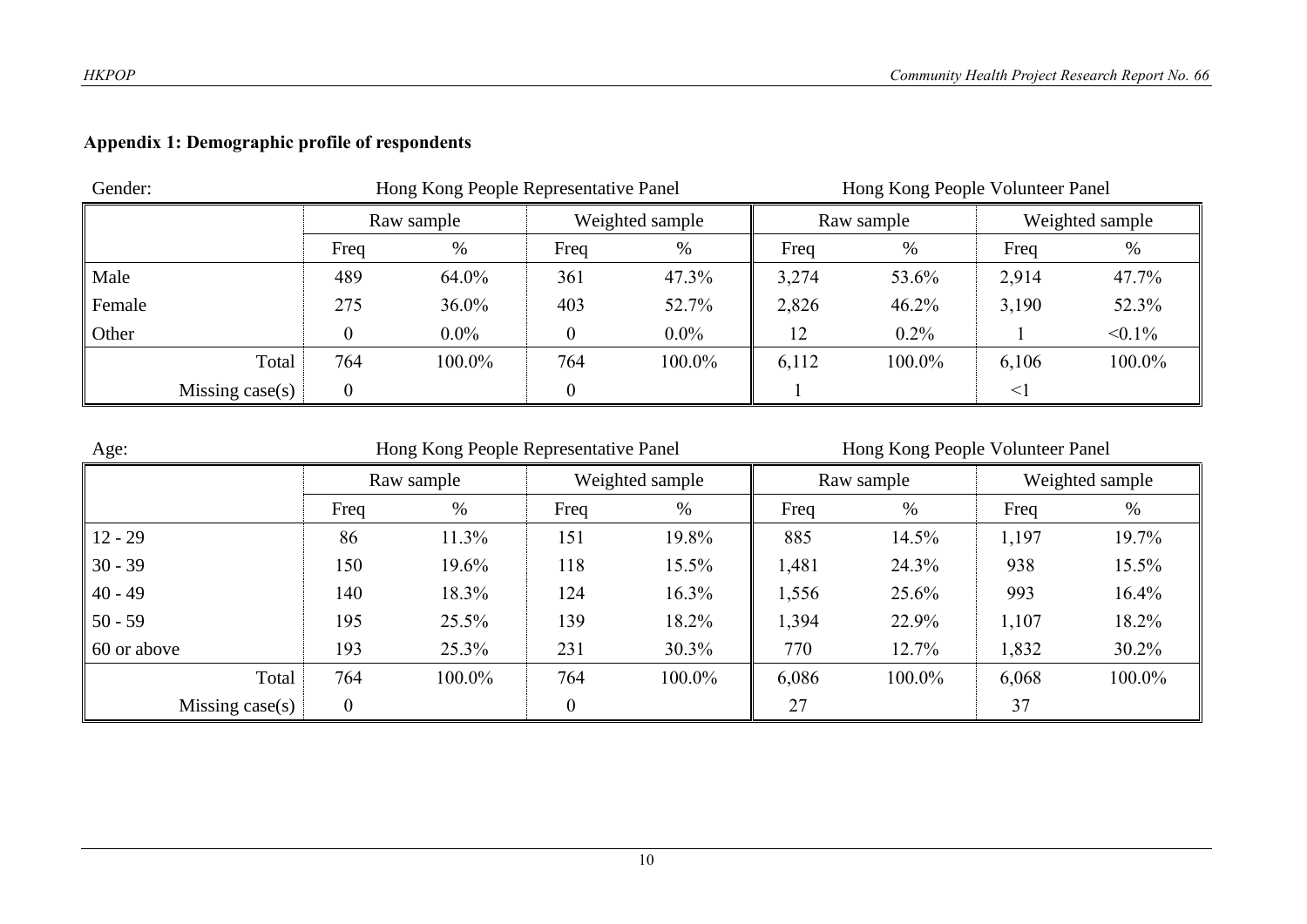## Appendix 1: Demographic profile of respondents

Gender:

| | Hong Kong People Representative Panel | | | | Hong Kong People Volunteer Panel | | | |
|---|---|---|---|---|---|---|---|---|
| | Raw sample | | Weighted sample | | Raw sample | | Weighted sample | |
| | Freq | % | Freq | % | Freq | % | Freq | % |
| Male | 489 | 64.0% | 361 | 47.3% | 3,274 | 53.6% | 2,914 | 47.7% |
| Female | 275 | 36.0% | 403 | 52.7% | 2,826 | 46.2% | 3,190 | 52.3% |
| Other | 0 | 0.0% | 0 | 0.0% | 12 | 0.2% | 1 | <0.1% |
| Total | 764 | 100.0% | 764 | 100.0% | 6,112 | 100.0% | 6,106 | 100.0% |
| Missing case(s) | 0 | | 0 | | 1 | | <1 | |

Age:

| | Hong Kong People Representative Panel | | | | Hong Kong People Volunteer Panel | | | |
|---|---|---|---|---|---|---|---|---|
| | Raw sample | | Weighted sample | | Raw sample | | Weighted sample | |
| | Freq | % | Freq | % | Freq | % | Freq | % |
| 12 - 29 | 86 | 11.3% | 151 | 19.8% | 885 | 14.5% | 1,197 | 19.7% |
| 30 - 39 | 150 | 19.6% | 118 | 15.5% | 1,481 | 24.3% | 938 | 15.5% |
| 40 - 49 | 140 | 18.3% | 124 | 16.3% | 1,556 | 25.6% | 993 | 16.4% |
| 50 - 59 | 195 | 25.5% | 139 | 18.2% | 1,394 | 22.9% | 1,107 | 18.2% |
| 60 or above | 193 | 25.3% | 231 | 30.3% | 770 | 12.7% | 1,832 | 30.2% |
| Total | 764 | 100.0% | 764 | 100.0% | 6,086 | 100.0% | 6,068 | 100.0% |
| Missing case(s) | 0 | | 0 | | 27 | | 37 | |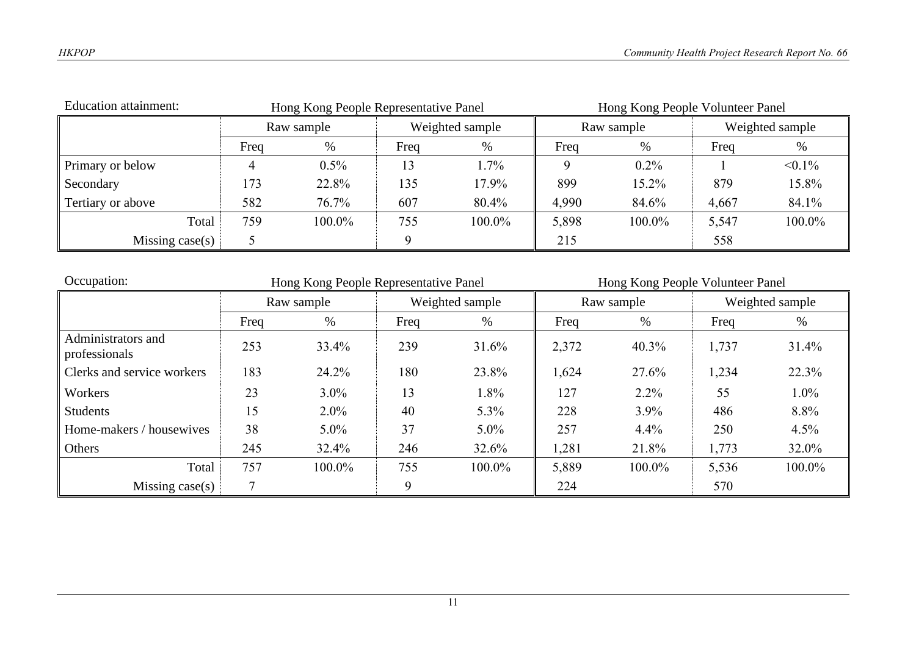Education attainment:

| | Hong Kong People Representative Panel | | | | Hong Kong People Volunteer Panel | | | |
|---|---|---|---|---|---|---|---|---|
| | Raw sample | | Weighted sample | | Raw sample | | Weighted sample | |
| | Freq | % | Freq | % | Freq | % | Freq | % |
| Primary or below | 4 | 0.5% | 13 | 1.7% | 9 | 0.2% | 1 | <0.1% |
| Secondary | 173 | 22.8% | 135 | 17.9% | 899 | 15.2% | 879 | 15.8% |
| Tertiary or above | 582 | 76.7% | 607 | 80.4% | 4,990 | 84.6% | 4,667 | 84.1% |
| Total | 759 | 100.0% | 755 | 100.0% | 5,898 | 100.0% | 5,547 | 100.0% |
| Missing case(s) | 5 | | 9 | | 215 | | 558 | |

Occupation:

| | Hong Kong People Representative Panel | | | | Hong Kong People Volunteer Panel | | | |
|---|---|---|---|---|---|---|---|---|
| | Raw sample | | Weighted sample | | Raw sample | | Weighted sample | |
| | Freq | % | Freq | % | Freq | % | Freq | % |
| Administrators and professionals | 253 | 33.4% | 239 | 31.6% | 2,372 | 40.3% | 1,737 | 31.4% |
| Clerks and service workers | 183 | 24.2% | 180 | 23.8% | 1,624 | 27.6% | 1,234 | 22.3% |
| Workers | 23 | 3.0% | 13 | 1.8% | 127 | 2.2% | 55 | 1.0% |
| Students | 15 | 2.0% | 40 | 5.3% | 228 | 3.9% | 486 | 8.8% |
| Home-makers / housewives | 38 | 5.0% | 37 | 5.0% | 257 | 4.4% | 250 | 4.5% |
| Others | 245 | 32.4% | 246 | 32.6% | 1,281 | 21.8% | 1,773 | 32.0% |
| Total | 757 | 100.0% | 755 | 100.0% | 5,889 | 100.0% | 5,536 | 100.0% |
| Missing case(s) | 7 | | 9 | | 224 | | 570 | |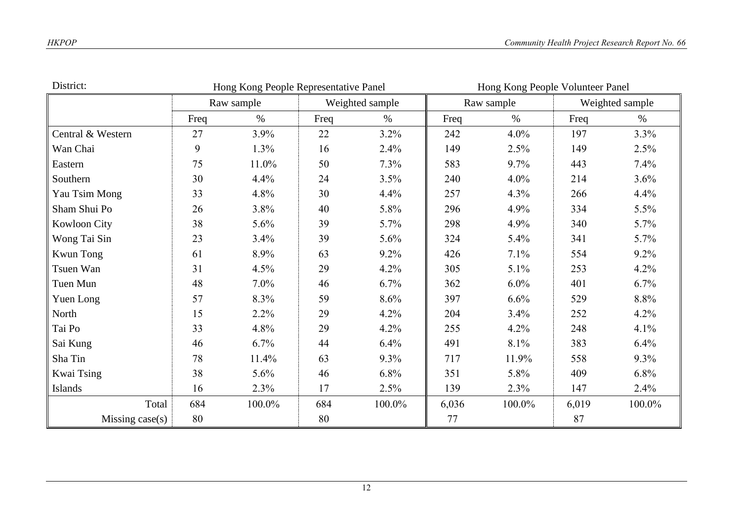District:

| | Hong Kong People Representative Panel | | | | Hong Kong People Volunteer Panel | | | |
|---|---|---|---|---|---|---|---|---|
| | Raw sample | | Weighted sample | | Raw sample | | Weighted sample | |
| | Freq | % | Freq | % | Freq | % | Freq | % |
| Central & Western | 27 | 3.9% | 22 | 3.2% | 242 | 4.0% | 197 | 3.3% |
| Wan Chai | 9 | 1.3% | 16 | 2.4% | 149 | 2.5% | 149 | 2.5% |
| Eastern | 75 | 11.0% | 50 | 7.3% | 583 | 9.7% | 443 | 7.4% |
| Southern | 30 | 4.4% | 24 | 3.5% | 240 | 4.0% | 214 | 3.6% |
| Yau Tsim Mong | 33 | 4.8% | 30 | 4.4% | 257 | 4.3% | 266 | 4.4% |
| Sham Shui Po | 26 | 3.8% | 40 | 5.8% | 296 | 4.9% | 334 | 5.5% |
| Kowloon City | 38 | 5.6% | 39 | 5.7% | 298 | 4.9% | 340 | 5.7% |
| Wong Tai Sin | 23 | 3.4% | 39 | 5.6% | 324 | 5.4% | 341 | 5.7% |
| Kwun Tong | 61 | 8.9% | 63 | 9.2% | 426 | 7.1% | 554 | 9.2% |
| Tsuen Wan | 31 | 4.5% | 29 | 4.2% | 305 | 5.1% | 253 | 4.2% |
| Tuen Mun | 48 | 7.0% | 46 | 6.7% | 362 | 6.0% | 401 | 6.7% |
| Yuen Long | 57 | 8.3% | 59 | 8.6% | 397 | 6.6% | 529 | 8.8% |
| North | 15 | 2.2% | 29 | 4.2% | 204 | 3.4% | 252 | 4.2% |
| Tai Po | 33 | 4.8% | 29 | 4.2% | 255 | 4.2% | 248 | 4.1% |
| Sai Kung | 46 | 6.7% | 44 | 6.4% | 491 | 8.1% | 383 | 6.4% |
| Sha Tin | 78 | 11.4% | 63 | 9.3% | 717 | 11.9% | 558 | 9.3% |
| Kwai Tsing | 38 | 5.6% | 46 | 6.8% | 351 | 5.8% | 409 | 6.8% |
| Islands | 16 | 2.3% | 17 | 2.5% | 139 | 2.3% | 147 | 2.4% |
| Total | 684 | 100.0% | 684 | 100.0% | 6,036 | 100.0% | 6,019 | 100.0% |
| Missing case(s) | 80 | | 80 | | 77 | | 87 | |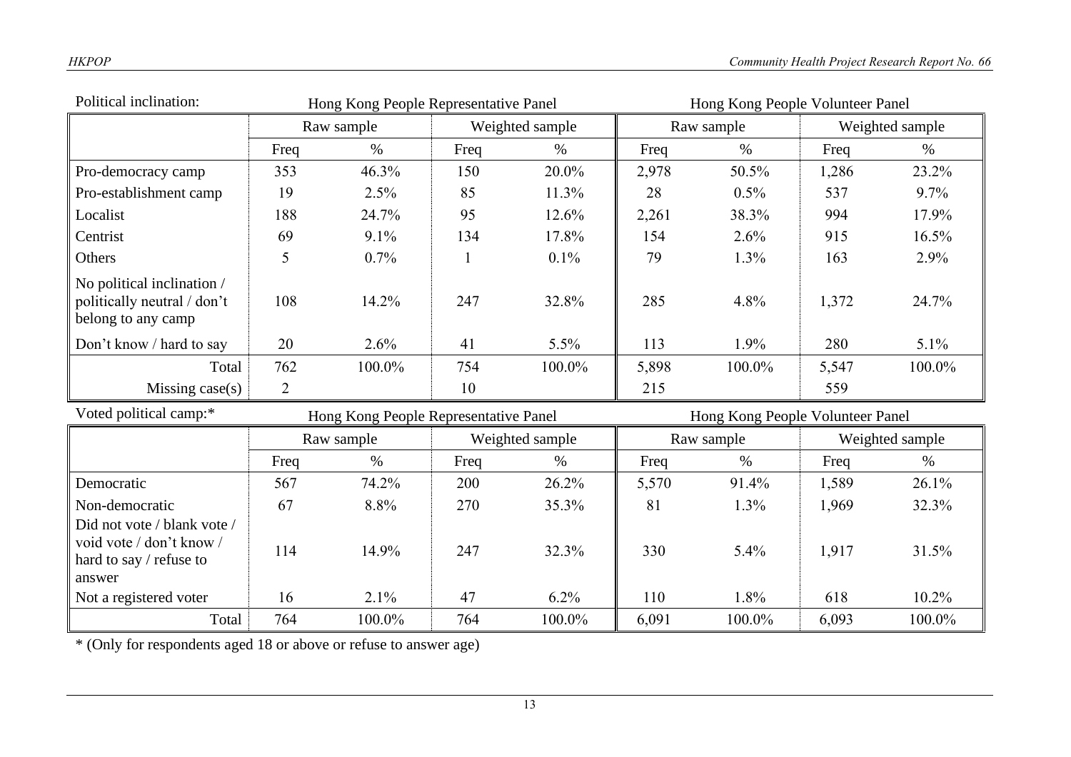Political inclination:

| | Hong Kong People Representative Panel | | | | Hong Kong People Volunteer Panel | | | |
|---|---|---|---|---|---|---|---|---|
| | Raw sample | | Weighted sample | | Raw sample | | Weighted sample | |
| | Freq | % | Freq | % | Freq | % | Freq | % |
| Pro-democracy camp | 353 | 46.3% | 150 | 20.0% | 2,978 | 50.5% | 1,286 | 23.2% |
| Pro-establishment camp | 19 | 2.5% | 85 | 11.3% | 28 | 0.5% | 537 | 9.7% |
| Localist | 188 | 24.7% | 95 | 12.6% | 2,261 | 38.3% | 994 | 17.9% |
| Centrist | 69 | 9.1% | 134 | 17.8% | 154 | 2.6% | 915 | 16.5% |
| Others | 5 | 0.7% | 1 | 0.1% | 79 | 1.3% | 163 | 2.9% |
| No political inclination / politically neutral / don't belong to any camp | 108 | 14.2% | 247 | 32.8% | 285 | 4.8% | 1,372 | 24.7% |
| Don't know / hard to say | 20 | 2.6% | 41 | 5.5% | 113 | 1.9% | 280 | 5.1% |
| Total | 762 | 100.0% | 754 | 100.0% | 5,898 | 100.0% | 5,547 | 100.0% |
| Missing case(s) | 2 | | 10 | | 215 | | 559 | |

Voted political camp:*

| | Hong Kong People Representative Panel | | | | Hong Kong People Volunteer Panel | | | |
|---|---|---|---|---|---|---|---|---|
| | Raw sample | | Weighted sample | | Raw sample | | Weighted sample | |
| | Freq | % | Freq | % | Freq | % | Freq | % |
| Democratic | 567 | 74.2% | 200 | 26.2% | 5,570 | 91.4% | 1,589 | 26.1% |
| Non-democratic | 67 | 8.8% | 270 | 35.3% | 81 | 1.3% | 1,969 | 32.3% |
| Did not vote / blank vote / void vote / don't know / hard to say / refuse to answer | 114 | 14.9% | 247 | 32.3% | 330 | 5.4% | 1,917 | 31.5% |
| Not a registered voter | 16 | 2.1% | 47 | 6.2% | 110 | 1.8% | 618 | 10.2% |
| Total | 764 | 100.0% | 764 | 100.0% | 6,091 | 100.0% | 6,093 | 100.0% |

* (Only for respondents aged 18 or above or refuse to answer age)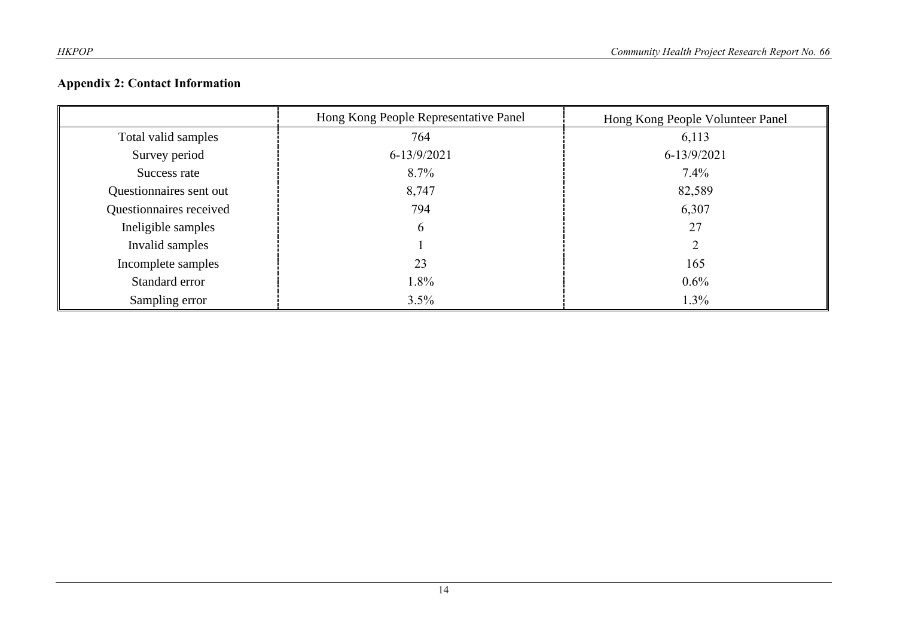**Appendix 2: Contact Information**

| | Hong Kong People Representative Panel | Hong Kong People Volunteer Panel |
|---|---|---|
| Total valid samples | 764 | 6,113 |
| Survey period | 6-13/9/2021 | 6-13/9/2021 |
| Success rate | 8.7% | 7.4% |
| Questionnaires sent out | 8,747 | 82,589 |
| Questionnaires received | 794 | 6,307 |
| Ineligible samples | 6 | 27 |
| Invalid samples | 1 | 2 |
| Incomplete samples | 23 | 165 |
| Standard error | 1.8% | 0.6% |
| Sampling error | 3.5% | 1.3% |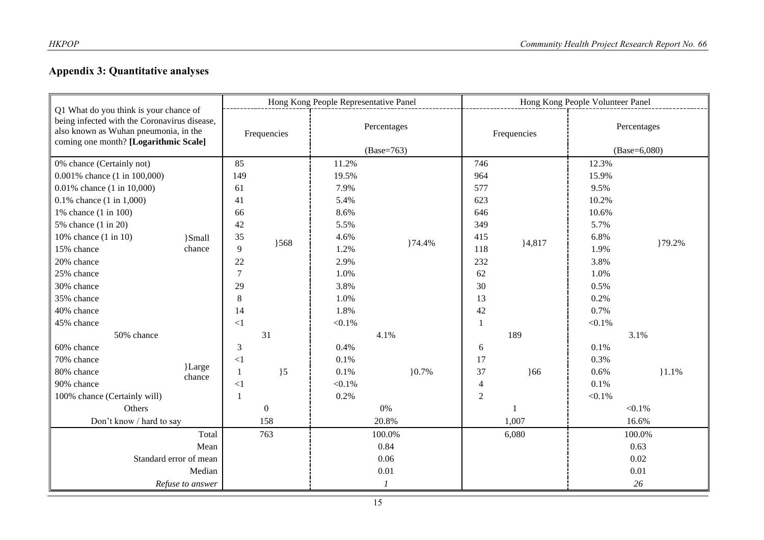## Appendix 3: Quantitative analyses

| Q1 What do you think is your chance of being infected with the Coronavirus disease, also known as Wuhan pneumonia, in the coming one month? **[Logarithmic Scale]** | | Hong Kong People Representative Panel | | | | Hong Kong People Volunteer Panel | | | |
|---|---|---|---|---|---|---|---|---|---|
| | | Frequencies | | Percentages (Base=763) | | Frequencies | | Percentages (Base=6,080) | |
| 0% chance (Certainly not) | }Small chance | 85 | }568 | 11.2% | }74.4% | 746 | }4,817 | 12.3% | }79.2% |
| 0.001% chance (1 in 100,000) | | 149 | | 19.5% | | 964 | | 15.9% | |
| 0.01% chance (1 in 10,000) | | 61 | | 7.9% | | 577 | | 9.5% | |
| 0.1% chance (1 in 1,000) | | 41 | | 5.4% | | 623 | | 10.2% | |
| 1% chance (1 in 100) | | 66 | | 8.6% | | 646 | | 10.6% | |
| 5% chance (1 in 20) | | 42 | | 5.5% | | 349 | | 5.7% | |
| 10% chance (1 in 10) | | 35 | | 4.6% | | 415 | | 6.8% | |
| 15% chance | | 9 | | 1.2% | | 118 | | 1.9% | |
| 20% chance | | 22 | | 2.9% | | 232 | | 3.8% | |
| 25% chance | | 7 | | 1.0% | | 62 | | 1.0% | |
| 30% chance | | 29 | | 3.8% | | 30 | | 0.5% | |
| 35% chance | | 8 | | 1.0% | | 13 | | 0.2% | |
| 40% chance | | 14 | | 1.8% | | 42 | | 0.7% | |
| 45% chance | | <1 | | <0.1% | | 1 | | <0.1% | |
| 50% chance | | 31 | | 4.1% | | 189 | | 3.1% | |
| 60% chance | }Large chance | 3 | }5 | 0.4% | }0.7% | 6 | }66 | 0.1% | }1.1% |
| 70% chance | | <1 | | 0.1% | | 17 | | 0.3% | |
| 80% chance | | 1 | | 0.1% | | 37 | | 0.6% | |
| 90% chance | | <1 | | <0.1% | | 4 | | 0.1% | |
| 100% chance (Certainly will) | | 1 | | 0.2% | | 2 | | <0.1% | |
| Others | | 0 | | 0% | | 1 | | <0.1% | |
| Don't know / hard to say | | 158 | | 20.8% | | 1,007 | | 16.6% | |
| Total | | 763 | | 100.0% | | 6,080 | | 100.0% | |
| Mean | | | | 0.84 | | | | 0.63 | |
| Standard error of mean | | | | 0.06 | | | | 0.02 | |
| Median | | | | 0.01 | | | | 0.01 | |
| *Refuse to answer* | | | | *1* | | | | *26* | |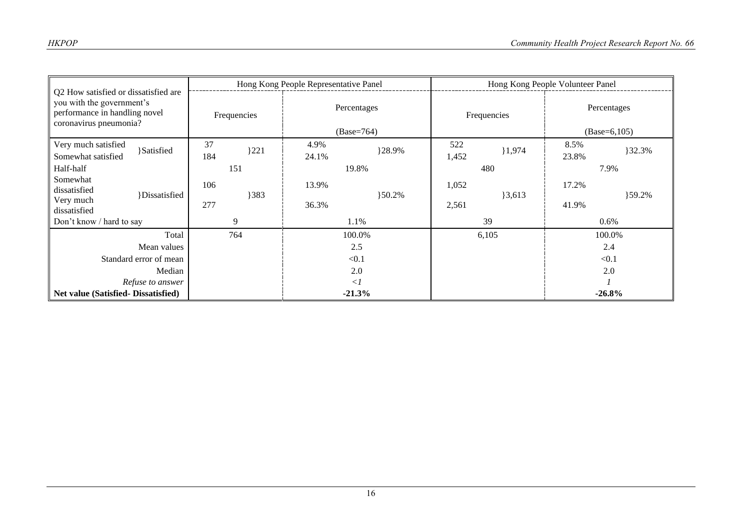| Q2 How satisfied or dissatisfied are you with the government's performance in handling novel coronavirus pneumonia? | | Hong Kong People Representative Panel | | | | Hong Kong People Volunteer Panel | | | |
|---|---|---|---|---|---|---|---|---|---|
| | | Frequencies | | Percentages (Base=764) | | Frequencies | | Percentages (Base=6,105) | |
| Very much satisfied | }Satisfied | 37 | }221 | 4.9% | }28.9% | 522 | }1,974 | 8.5% | }32.3% |
| Somewhat satisfied | | 184 | | 24.1% | | 1,452 | | 23.8% | |
| Half-half | | 151 | | 19.8% | | 480 | | 7.9% | |
| Somewhat dissatisfied | }Dissatisfied | 106 | }383 | 13.9% | }50.2% | 1,052 | }3,613 | 17.2% | }59.2% |
| Very much dissatisfied | | 277 | | 36.3% | | 2,561 | | 41.9% | |
| Don't know / hard to say | | 9 | | 1.1% | | 39 | | 0.6% | |
| Total | | 764 | | 100.0% | | 6,105 | | 100.0% | |
| Mean values | | | | 2.5 | | | | 2.4 | |
| Standard error of mean | | | | <0.1 | | | | <0.1 | |
| Median | | | | 2.0 | | | | 2.0 | |
| *Refuse to answer* | | | | *<1* | | | | *1* | |
| **Net value (Satisfied- Dissatisfied)** | | | | **-21.3%** | | | | **-26.8%** | |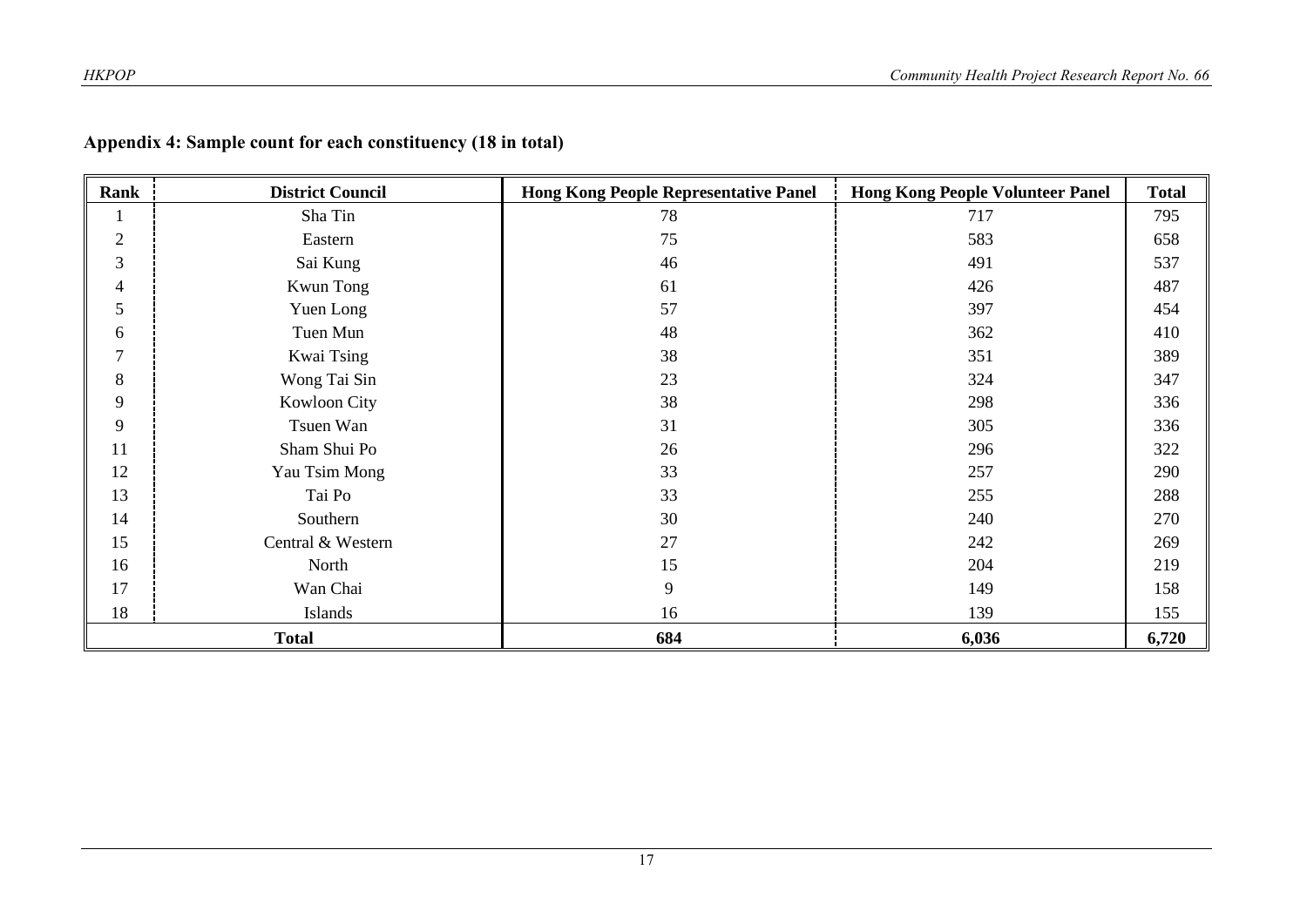**Appendix 4: Sample count for each constituency (18 in total)**

| Rank | District Council | Hong Kong People Representative Panel | Hong Kong People Volunteer Panel | Total |
|---|---|---|---|---|
| 1 | Sha Tin | 78 | 717 | 795 |
| 2 | Eastern | 75 | 583 | 658 |
| 3 | Sai Kung | 46 | 491 | 537 |
| 4 | Kwun Tong | 61 | 426 | 487 |
| 5 | Yuen Long | 57 | 397 | 454 |
| 6 | Tuen Mun | 48 | 362 | 410 |
| 7 | Kwai Tsing | 38 | 351 | 389 |
| 8 | Wong Tai Sin | 23 | 324 | 347 |
| 9 | Kowloon City | 38 | 298 | 336 |
| 9 | Tsuen Wan | 31 | 305 | 336 |
| 11 | Sham Shui Po | 26 | 296 | 322 |
| 12 | Yau Tsim Mong | 33 | 257 | 290 |
| 13 | Tai Po | 33 | 255 | 288 |
| 14 | Southern | 30 | 240 | 270 |
| 15 | Central & Western | 27 | 242 | 269 |
| 16 | North | 15 | 204 | 219 |
| 17 | Wan Chai | 9 | 149 | 158 |
| 18 | Islands | 16 | 139 | 155 |
| **Total** | | **684** | **6,036** | **6,720** |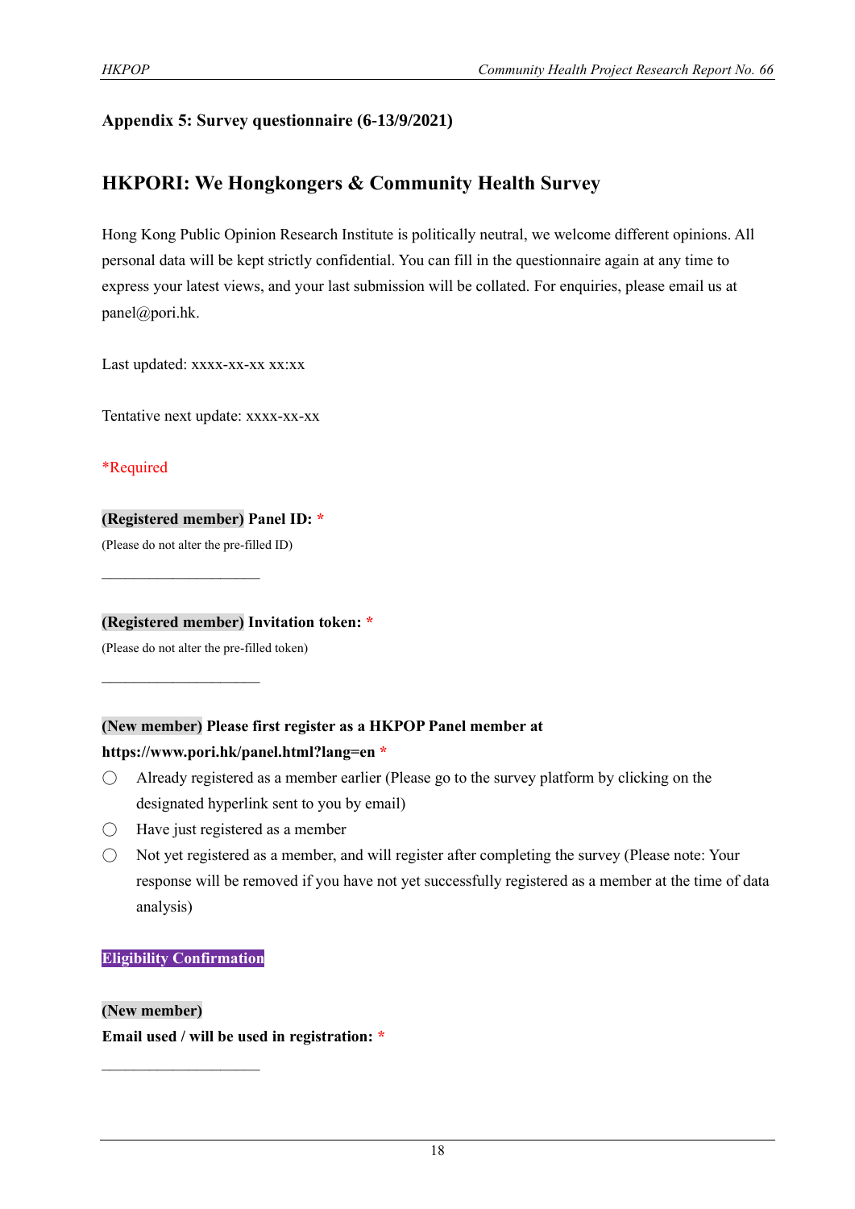**Appendix 5: Survey questionnaire (6-13/9/2021)**

## HKPORI: We Hongkongers & Community Health Survey

Hong Kong Public Opinion Research Institute is politically neutral, we welcome different opinions. All personal data will be kept strictly confidential. You can fill in the questionnaire again at any time to express your latest views, and your last submission will be collated. For enquiries, please email us at panel@pori.hk.

Last updated: xxxx-xx-xx xx:xx

Tentative next update: xxxx-xx-xx

*Required

**(Registered member) Panel ID:** *

(Please do not alter the pre-filled ID)

______________________

**(Registered member) Invitation token:** *

(Please do not alter the pre-filled token)

______________________

**(New member) Please first register as a HKPOP Panel member at https://www.pori.hk/panel.html?lang=en** *

- ◯ Already registered as a member earlier (Please go to the survey platform by clicking on the designated hyperlink sent to you by email)
- ◯ Have just registered as a member
- ◯ Not yet registered as a member, and will register after completing the survey (Please note: Your response will be removed if you have not yet successfully registered as a member at the time of data analysis)

**Eligibility Confirmation**

**(New member)**

**Email used / will be used in registration:** *

______________________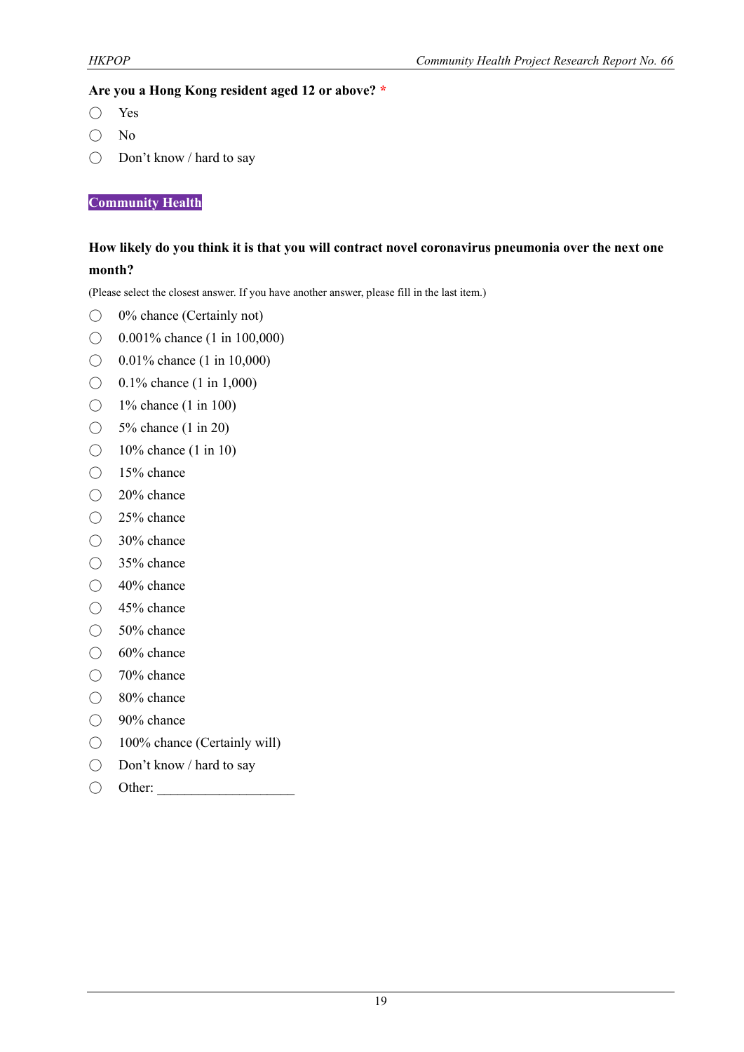**Are you a Hong Kong resident aged 12 or above?** *

- ◯ Yes
- ◯ No
- ◯ Don't know / hard to say

## Community Health

**How likely do you think it is that you will contract novel coronavirus pneumonia over the next one month?**

(Please select the closest answer. If you have another answer, please fill in the last item.)

- ◯ 0% chance (Certainly not)
- ◯ 0.001% chance (1 in 100,000)
- ◯ 0.01% chance (1 in 10,000)
- ◯ 0.1% chance (1 in 1,000)
- ◯ 1% chance (1 in 100)
- ◯ 5% chance (1 in 20)
- ◯ 10% chance (1 in 10)
- ◯ 15% chance
- ◯ 20% chance
- ◯ 25% chance
- ◯ 30% chance
- ◯ 35% chance
- ◯ 40% chance
- ◯ 45% chance
- ◯ 50% chance
- ◯ 60% chance
- ◯ 70% chance
- ◯ 80% chance
- ◯ 90% chance
- ◯ 100% chance (Certainly will)
- ◯ Don't know / hard to say
- ◯ Other: ____________________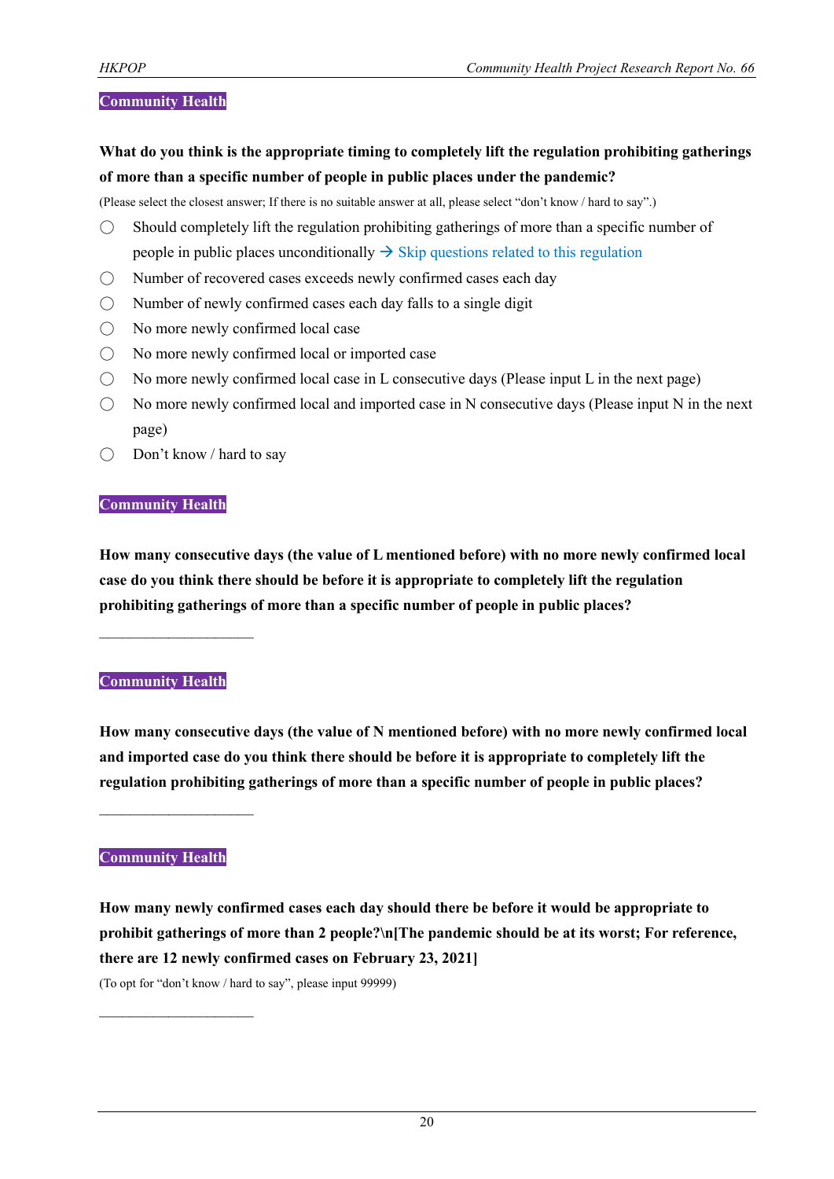**Community Health**

**What do you think is the appropriate timing to completely lift the regulation prohibiting gatherings of more than a specific number of people in public places under the pandemic?**

(Please select the closest answer; If there is no suitable answer at all, please select "don't know / hard to say".)

- ◯ Should completely lift the regulation prohibiting gatherings of more than a specific number of people in public places unconditionally → Skip questions related to this regulation
- ◯ Number of recovered cases exceeds newly confirmed cases each day
- ◯ Number of newly confirmed cases each day falls to a single digit
- ◯ No more newly confirmed local case
- ◯ No more newly confirmed local or imported case
- ◯ No more newly confirmed local case in L consecutive days (Please input L in the next page)
- ◯ No more newly confirmed local and imported case in N consecutive days (Please input N in the next page)
- ◯ Don't know / hard to say

**Community Health**

**How many consecutive days (the value of L mentioned before) with no more newly confirmed local case do you think there should be before it is appropriate to completely lift the regulation prohibiting gatherings of more than a specific number of people in public places?**

____________________

**Community Health**

**How many consecutive days (the value of N mentioned before) with no more newly confirmed local and imported case do you think there should be before it is appropriate to completely lift the regulation prohibiting gatherings of more than a specific number of people in public places?**

____________________

**Community Health**

**How many newly confirmed cases each day should there be before it would be appropriate to prohibit gatherings of more than 2 people?\n[The pandemic should be at its worst; For reference, there are 12 newly confirmed cases on February 23, 2021]**

(To opt for "don't know / hard to say", please input 99999)

____________________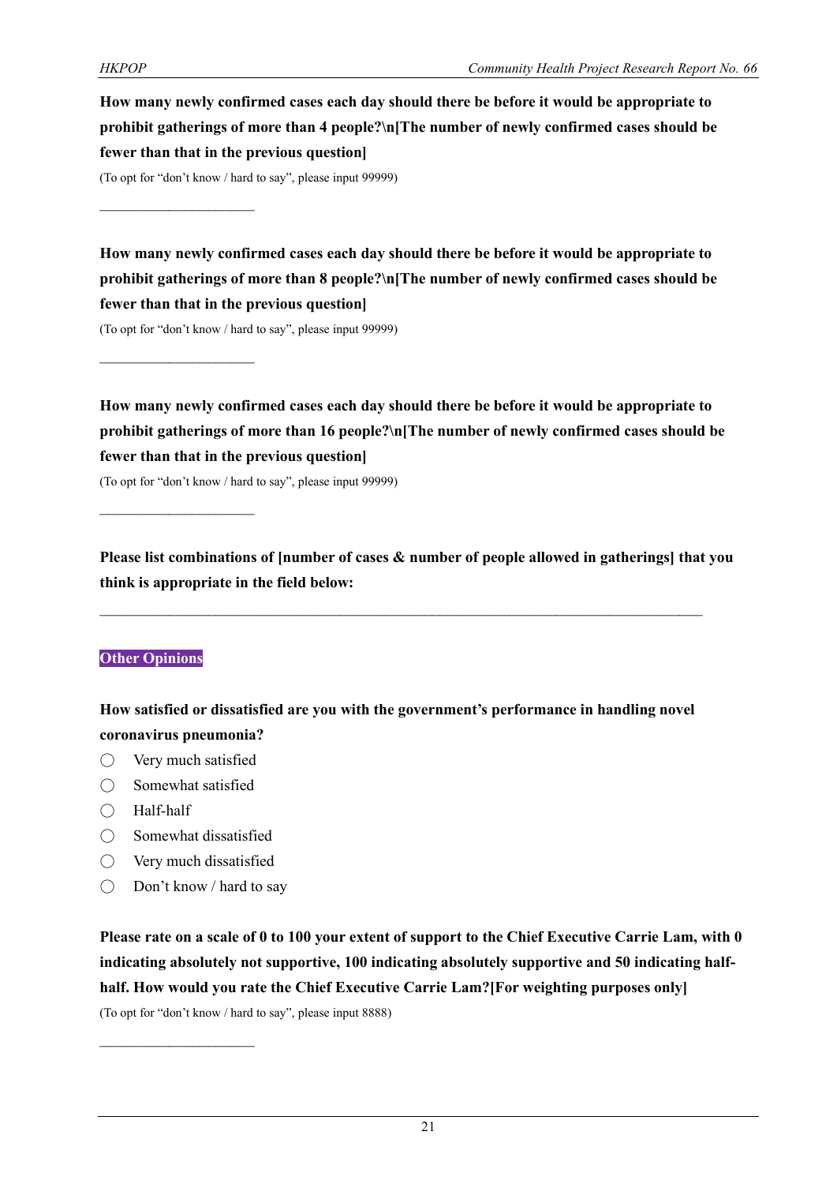**How many newly confirmed cases each day should there be before it would be appropriate to prohibit gatherings of more than 4 people?\n[The number of newly confirmed cases should be fewer than that in the previous question]**

(To opt for "don't know / hard to say", please input 99999)

______________________

**How many newly confirmed cases each day should there be before it would be appropriate to prohibit gatherings of more than 8 people?\n[The number of newly confirmed cases should be fewer than that in the previous question]**

(To opt for "don't know / hard to say", please input 99999)

______________________

**How many newly confirmed cases each day should there be before it would be appropriate to prohibit gatherings of more than 16 people?\n[The number of newly confirmed cases should be fewer than that in the previous question]**

(To opt for "don't know / hard to say", please input 99999)

______________________

**Please list combinations of [number of cases & number of people allowed in gatherings] that you think is appropriate in the field below:**

______________________________________________________________________________

**Other Opinions**

**How satisfied or dissatisfied are you with the government's performance in handling novel coronavirus pneumonia?**

- ◯ Very much satisfied
- ◯ Somewhat satisfied
- ◯ Half-half
- ◯ Somewhat dissatisfied
- ◯ Very much dissatisfied
- ◯ Don't know / hard to say

**Please rate on a scale of 0 to 100 your extent of support to the Chief Executive Carrie Lam, with 0 indicating absolutely not supportive, 100 indicating absolutely supportive and 50 indicating half-half. How would you rate the Chief Executive Carrie Lam?[For weighting purposes only]**

(To opt for "don't know / hard to say", please input 8888)

______________________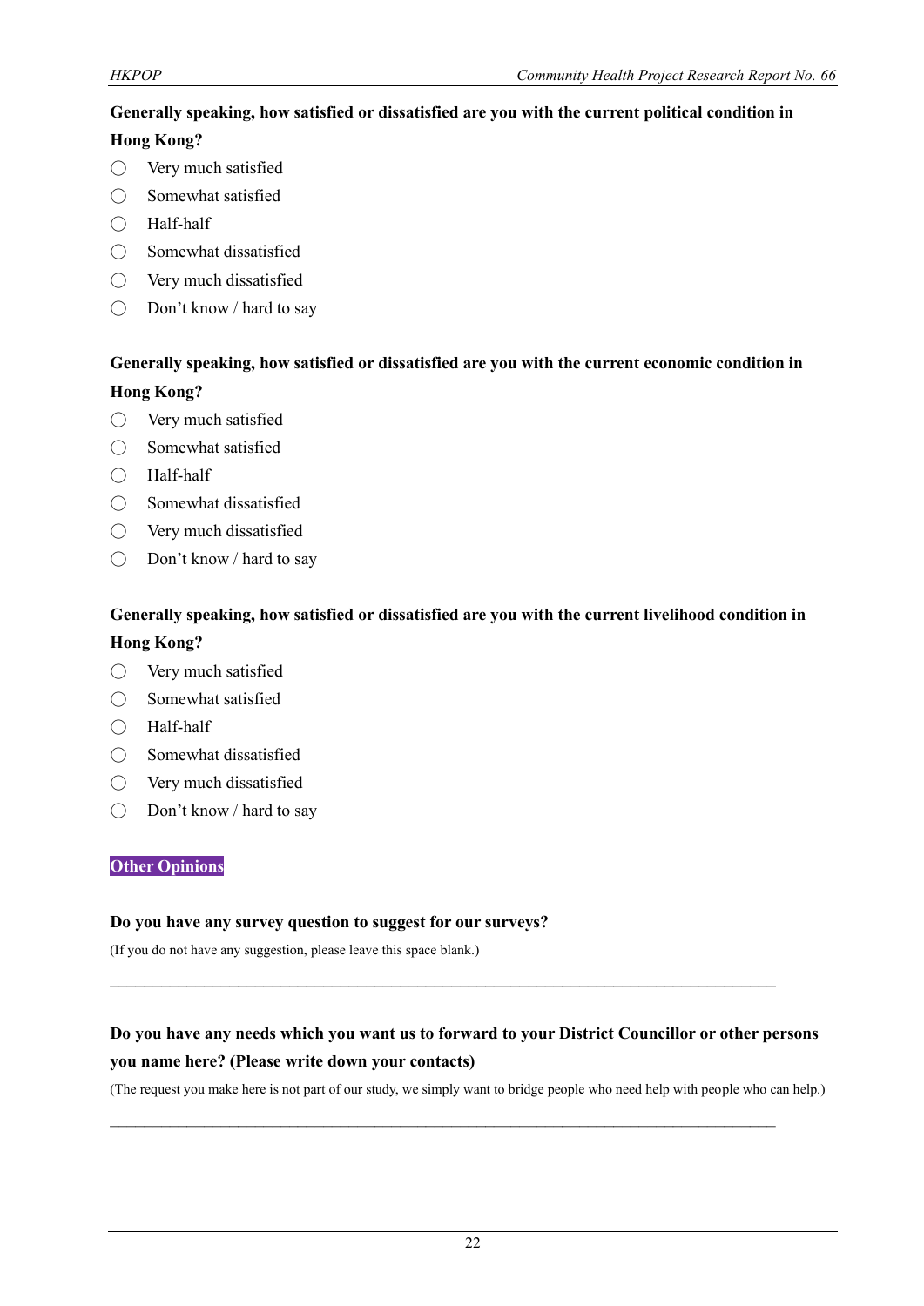**Generally speaking, how satisfied or dissatisfied are you with the current political condition in Hong Kong?**

- ◯ Very much satisfied
- ◯ Somewhat satisfied
- ◯ Half-half
- ◯ Somewhat dissatisfied
- ◯ Very much dissatisfied
- ◯ Don't know / hard to say

**Generally speaking, how satisfied or dissatisfied are you with the current economic condition in Hong Kong?**

- ◯ Very much satisfied
- ◯ Somewhat satisfied
- ◯ Half-half
- ◯ Somewhat dissatisfied
- ◯ Very much dissatisfied
- ◯ Don't know / hard to say

**Generally speaking, how satisfied or dissatisfied are you with the current livelihood condition in Hong Kong?**

- ◯ Very much satisfied
- ◯ Somewhat satisfied
- ◯ Half-half
- ◯ Somewhat dissatisfied
- ◯ Very much dissatisfied
- ◯ Don't know / hard to say

## Other Opinions

**Do you have any survey question to suggest for our surveys?**

(If you do not have any suggestion, please leave this space blank.)

\_\_\_\_\_\_\_\_\_\_\_\_\_\_\_\_\_\_\_\_\_\_\_\_\_\_\_\_\_\_\_\_\_\_\_\_\_\_\_\_\_\_\_\_\_\_\_\_\_\_\_\_\_\_\_\_\_\_\_\_\_\_\_\_\_\_\_\_\_\_\_\_\_\_\_\_\_\_

**Do you have any needs which you want us to forward to your District Councillor or other persons you name here? (Please write down your contacts)**

(The request you make here is not part of our study, we simply want to bridge people who need help with people who can help.)

\_\_\_\_\_\_\_\_\_\_\_\_\_\_\_\_\_\_\_\_\_\_\_\_\_\_\_\_\_\_\_\_\_\_\_\_\_\_\_\_\_\_\_\_\_\_\_\_\_\_\_\_\_\_\_\_\_\_\_\_\_\_\_\_\_\_\_\_\_\_\_\_\_\_\_\_\_\_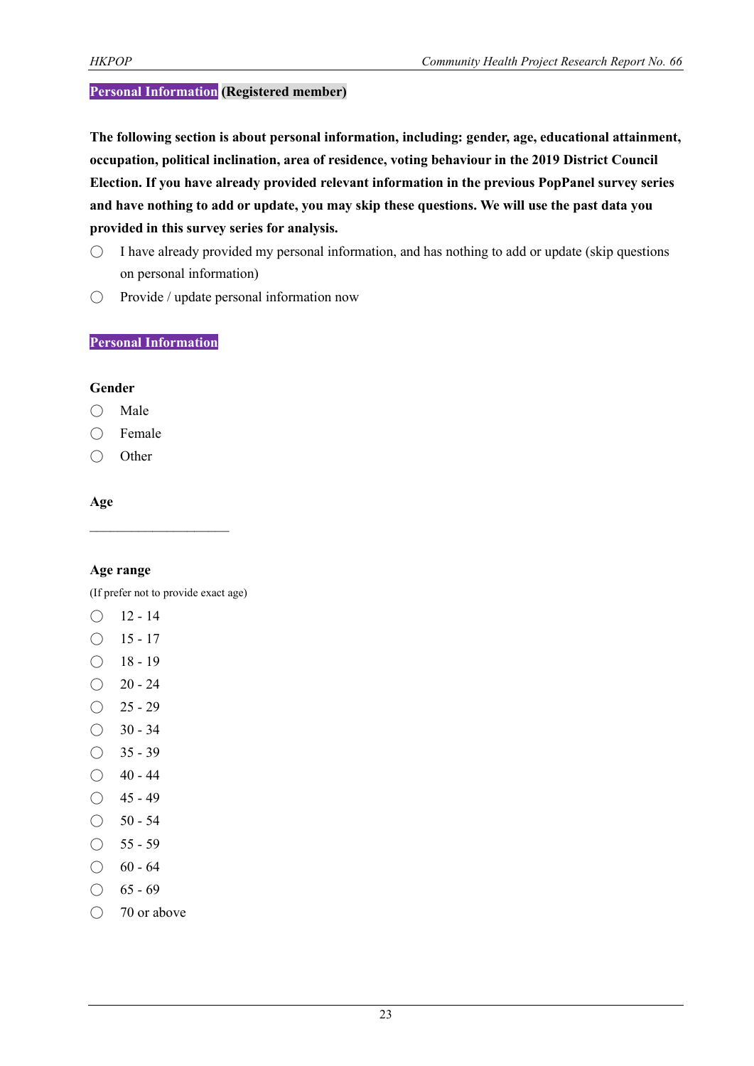**Personal Information** **(Registered member)**

**The following section is about personal information, including: gender, age, educational attainment, occupation, political inclination, area of residence, voting behaviour in the 2019 District Council Election. If you have already provided relevant information in the previous PopPanel survey series and have nothing to add or update, you may skip these questions. We will use the past data you provided in this survey series for analysis.**

- ◯ I have already provided my personal information, and has nothing to add or update (skip questions on personal information)
- ◯ Provide / update personal information now

**Personal Information**

**Gender**

- ◯ Male
- ◯ Female
- ◯ Other

**Age**

\_\_\_\_\_\_\_\_\_\_\_\_\_\_\_\_\_\_\_\_

**Age range**

(If prefer not to provide exact age)

- ◯ 12 - 14
- ◯ 15 - 17
- ◯ 18 - 19
- ◯ 20 - 24
- ◯ 25 - 29
- ◯ 30 - 34
- ◯ 35 - 39
- ◯ 40 - 44
- ◯ 45 - 49
- ◯ 50 - 54
- ◯ 55 - 59
- ◯ 60 - 64
- ◯ 65 - 69
- ◯ 70 or above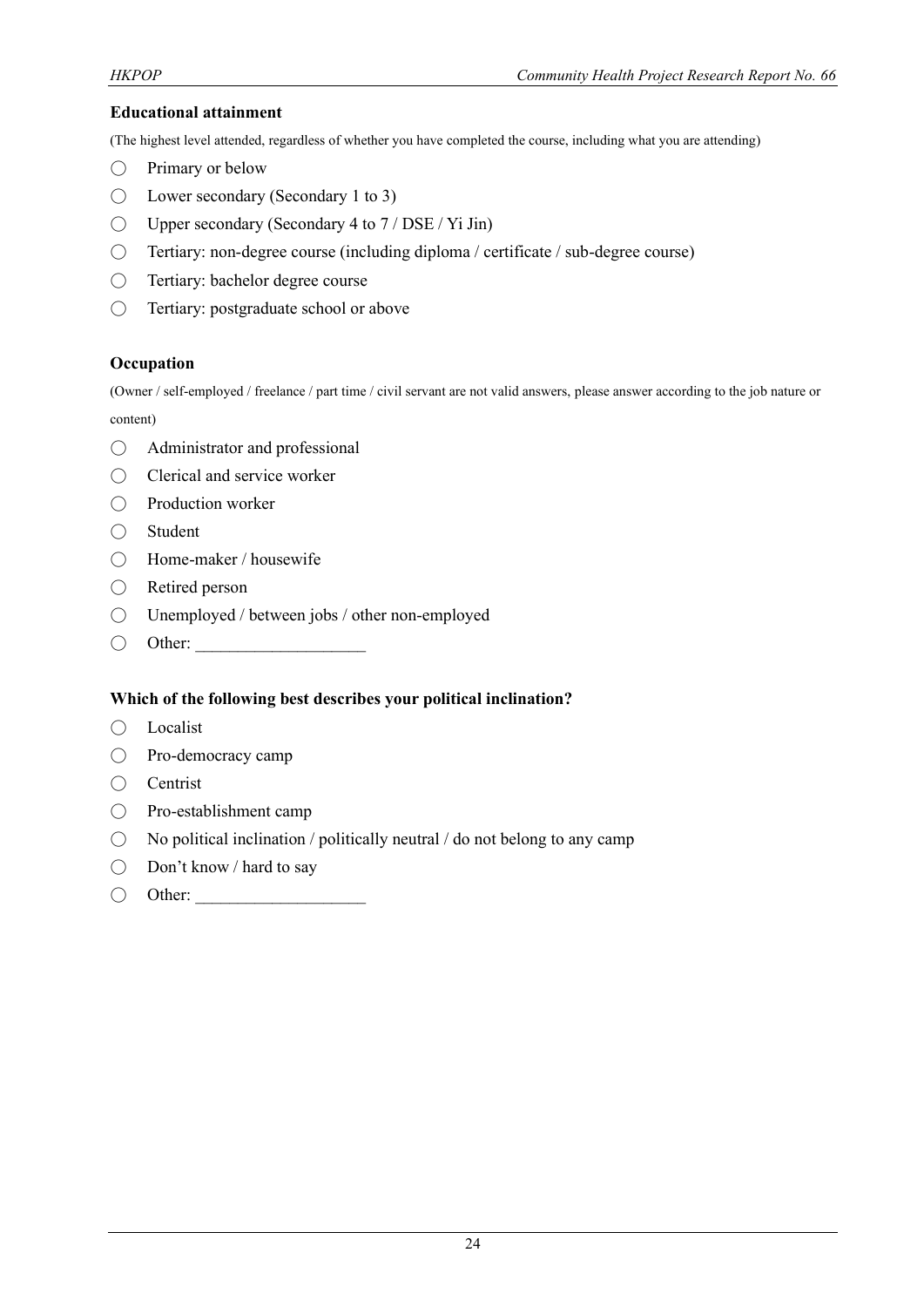**Educational attainment**

(The highest level attended, regardless of whether you have completed the course, including what you are attending)

- ◯ Primary or below
- ◯ Lower secondary (Secondary 1 to 3)
- ◯ Upper secondary (Secondary 4 to 7 / DSE / Yi Jin)
- ◯ Tertiary: non-degree course (including diploma / certificate / sub-degree course)
- ◯ Tertiary: bachelor degree course
- ◯ Tertiary: postgraduate school or above

**Occupation**

(Owner / self-employed / freelance / part time / civil servant are not valid answers, please answer according to the job nature or content)

- ◯ Administrator and professional
- ◯ Clerical and service worker
- ◯ Production worker
- ◯ Student
- ◯ Home-maker / housewife
- ◯ Retired person
- ◯ Unemployed / between jobs / other non-employed
- ◯ Other: ____________________

**Which of the following best describes your political inclination?**

- ◯ Localist
- ◯ Pro-democracy camp
- ◯ Centrist
- ◯ Pro-establishment camp
- ◯ No political inclination / politically neutral / do not belong to any camp
- ◯ Don't know / hard to say
- ◯ Other: ____________________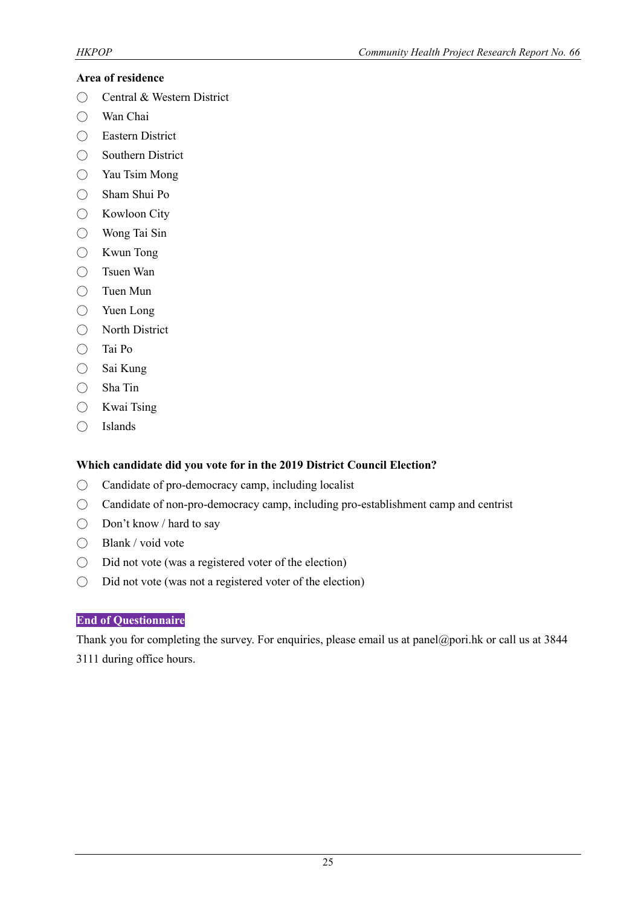**Area of residence**

- ◯ Central & Western District
- ◯ Wan Chai
- ◯ Eastern District
- ◯ Southern District
- ◯ Yau Tsim Mong
- ◯ Sham Shui Po
- ◯ Kowloon City
- ◯ Wong Tai Sin
- ◯ Kwun Tong
- ◯ Tsuen Wan
- ◯ Tuen Mun
- ◯ Yuen Long
- ◯ North District
- ◯ Tai Po
- ◯ Sai Kung
- ◯ Sha Tin
- ◯ Kwai Tsing
- ◯ Islands

**Which candidate did you vote for in the 2019 District Council Election?**

- ◯ Candidate of pro-democracy camp, including localist
- ◯ Candidate of non-pro-democracy camp, including pro-establishment camp and centrist
- ◯ Don't know / hard to say
- ◯ Blank / void vote
- ◯ Did not vote (was a registered voter of the election)
- ◯ Did not vote (was not a registered voter of the election)

**End of Questionnaire**

Thank you for completing the survey. For enquiries, please email us at panel@pori.hk or call us at 3844 3111 during office hours.